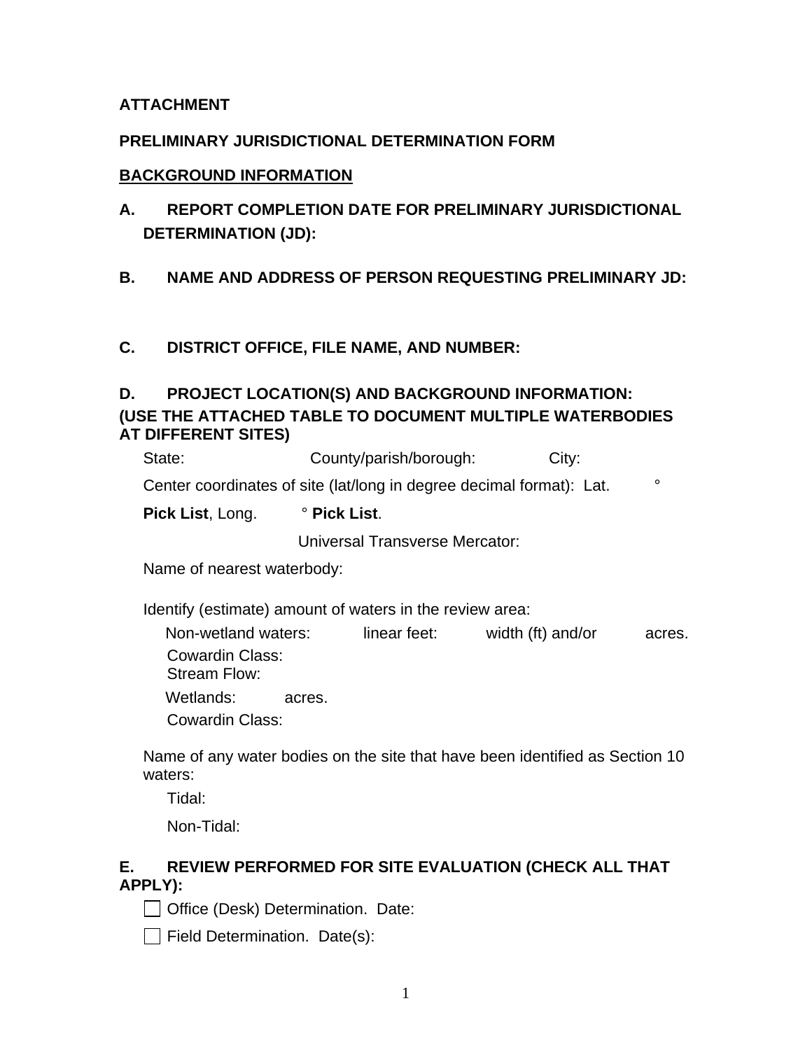**ATTACHMENT**

**PRELIMINARY JURISDICTIONAL DETERMINATION FORM**

**BACKGROUND INFORMATION**

**A. REPORT COMPLETION DATE FOR PRELIMINARY JURISDICTIONAL DETERMINATION (JD):**

**B. NAME AND ADDRESS OF PERSON REQUESTING PRELIMINARY JD:**

**C. DISTRICT OFFICE, FILE NAME, AND NUMBER:**

**D. PROJECT LOCATION(S) AND BACKGROUND INFORMATION: (USE THE ATTACHED TABLE TO DOCUMENT MULTIPLE WATERBODIES AT DIFFERENT SITES)**

State: County/parish/borough: City:

Center coordinates of site (lat/long in degree decimal format): Lat. ° **Pick List**, Long. ° **Pick List**.

Universal Transverse Mercator:

Name of nearest waterbody:

Identify (estimate) amount of waters in the review area:

Non-wetland waters: linear feet: width (ft) and/or acres.
Cowardin Class:
Stream Flow:

Wetlands: acres.
Cowardin Class:

Name of any water bodies on the site that have been identified as Section 10 waters:

Tidal:

Non-Tidal:

**E. REVIEW PERFORMED FOR SITE EVALUATION (CHECK ALL THAT APPLY):**

☐ Office (Desk) Determination. Date:

☐ Field Determination. Date(s):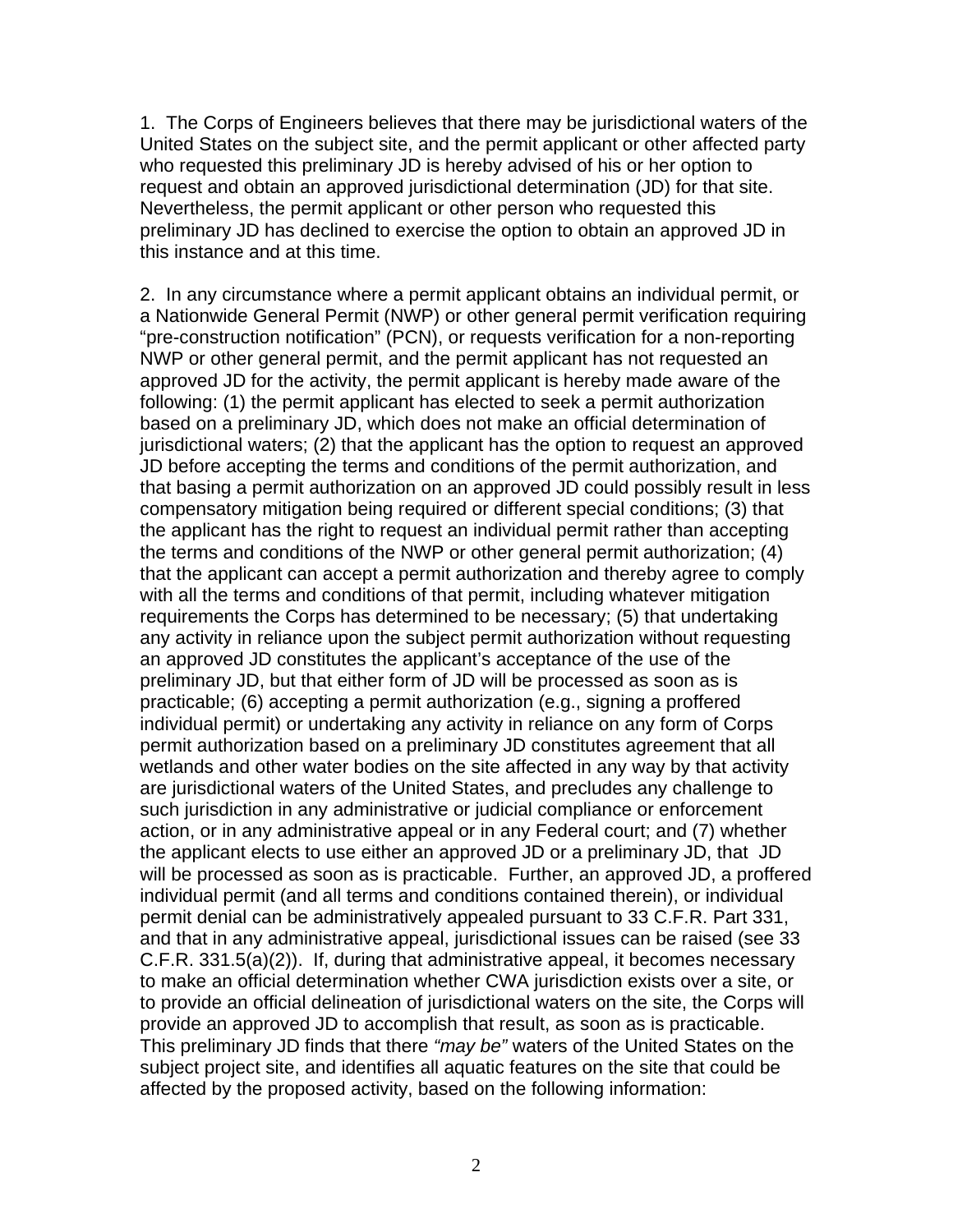1. The Corps of Engineers believes that there may be jurisdictional waters of the United States on the subject site, and the permit applicant or other affected party who requested this preliminary JD is hereby advised of his or her option to request and obtain an approved jurisdictional determination (JD) for that site. Nevertheless, the permit applicant or other person who requested this preliminary JD has declined to exercise the option to obtain an approved JD in this instance and at this time.

2. In any circumstance where a permit applicant obtains an individual permit, or a Nationwide General Permit (NWP) or other general permit verification requiring "pre-construction notification" (PCN), or requests verification for a non-reporting NWP or other general permit, and the permit applicant has not requested an approved JD for the activity, the permit applicant is hereby made aware of the following: (1) the permit applicant has elected to seek a permit authorization based on a preliminary JD, which does not make an official determination of jurisdictional waters; (2) that the applicant has the option to request an approved JD before accepting the terms and conditions of the permit authorization, and that basing a permit authorization on an approved JD could possibly result in less compensatory mitigation being required or different special conditions; (3) that the applicant has the right to request an individual permit rather than accepting the terms and conditions of the NWP or other general permit authorization; (4) that the applicant can accept a permit authorization and thereby agree to comply with all the terms and conditions of that permit, including whatever mitigation requirements the Corps has determined to be necessary; (5) that undertaking any activity in reliance upon the subject permit authorization without requesting an approved JD constitutes the applicant's acceptance of the use of the preliminary JD, but that either form of JD will be processed as soon as is practicable; (6) accepting a permit authorization (e.g., signing a proffered individual permit) or undertaking any activity in reliance on any form of Corps permit authorization based on a preliminary JD constitutes agreement that all wetlands and other water bodies on the site affected in any way by that activity are jurisdictional waters of the United States, and precludes any challenge to such jurisdiction in any administrative or judicial compliance or enforcement action, or in any administrative appeal or in any Federal court; and (7) whether the applicant elects to use either an approved JD or a preliminary JD, that JD will be processed as soon as is practicable. Further, an approved JD, a proffered individual permit (and all terms and conditions contained therein), or individual permit denial can be administratively appealed pursuant to 33 C.F.R. Part 331, and that in any administrative appeal, jurisdictional issues can be raised (see 33 C.F.R. 331.5(a)(2)). If, during that administrative appeal, it becomes necessary to make an official determination whether CWA jurisdiction exists over a site, or to provide an official delineation of jurisdictional waters on the site, the Corps will provide an approved JD to accomplish that result, as soon as is practicable. This preliminary JD finds that there *"may be"* waters of the United States on the subject project site, and identifies all aquatic features on the site that could be affected by the proposed activity, based on the following information: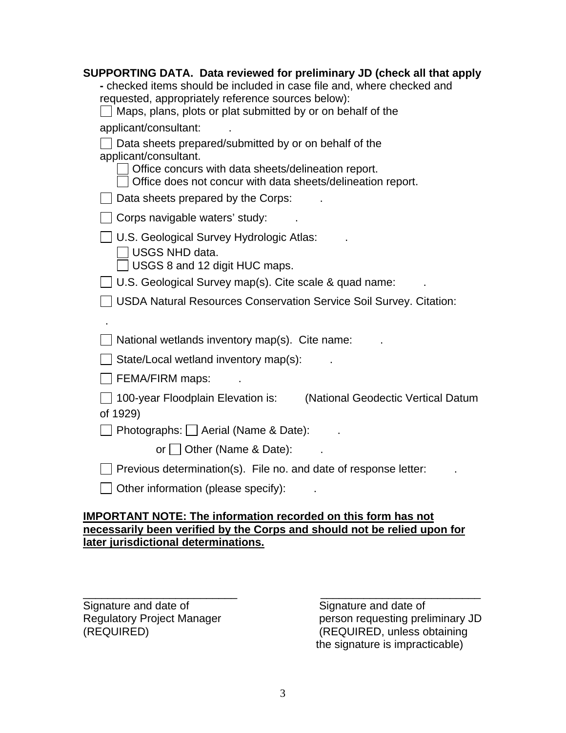**SUPPORTING DATA. Data reviewed for preliminary JD (check all that apply** - checked items should be included in case file and, where checked and requested, appropriately reference sources below):

☐ Maps, plans, plots or plat submitted by or on behalf of the applicant/consultant: .

☐ Data sheets prepared/submitted by or on behalf of the applicant/consultant.

- ☐ Office concurs with data sheets/delineation report.
- ☐ Office does not concur with data sheets/delineation report.

☐ Data sheets prepared by the Corps: .

☐ Corps navigable waters' study: .

☐ U.S. Geological Survey Hydrologic Atlas: .

- ☐ USGS NHD data.
- ☐ USGS 8 and 12 digit HUC maps.

☐ U.S. Geological Survey map(s). Cite scale & quad name: .

☐ USDA Natural Resources Conservation Service Soil Survey. Citation: .

☐ National wetlands inventory map(s). Cite name: .

☐ State/Local wetland inventory map(s): .

☐ FEMA/FIRM maps: .

☐ 100-year Floodplain Elevation is: (National Geodectic Vertical Datum of 1929)

☐ Photographs: ☐ Aerial (Name & Date): .

or ☐ Other (Name & Date): .

☐ Previous determination(s). File no. and date of response letter: .

☐ Other information (please specify): .

**IMPORTANT NOTE: The information recorded on this form has not necessarily been verified by the Corps and should not be relied upon for later jurisdictional determinations.**

\_\_\_\_\_\_\_\_\_\_\_\_\_\_\_\_\_\_\_\_\_\_\_\_\_\_
Signature and date of
Regulatory Project Manager
(REQUIRED)

\_\_\_\_\_\_\_\_\_\_\_\_\_\_\_\_\_\_\_\_\_\_\_\_\_\_
Signature and date of
person requesting preliminary JD
(REQUIRED, unless obtaining the signature is impracticable)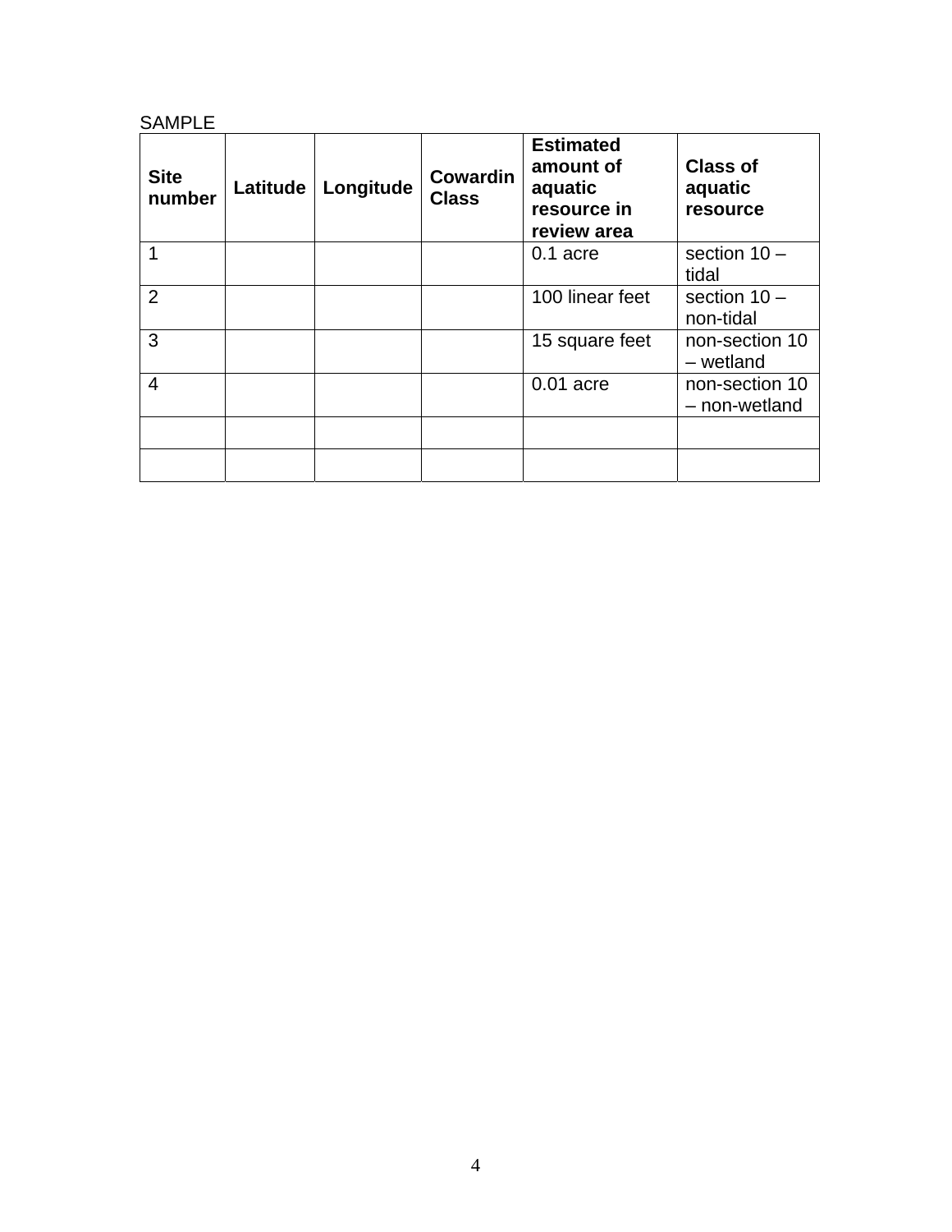SAMPLE

| **Site number** | **Latitude** | **Longitude** | **Cowardin Class** | **Estimated amount of aquatic resource in review area** | **Class of aquatic resource** |
|---|---|---|---|---|---|
| 1 | | | | 0.1 acre | section 10 – tidal |
| 2 | | | | 100 linear feet | section 10 – non-tidal |
| 3 | | | | 15 square feet | non-section 10 – wetland |
| 4 | | | | 0.01 acre | non-section 10 – non-wetland |
| | | | | | |
| | | | | | |